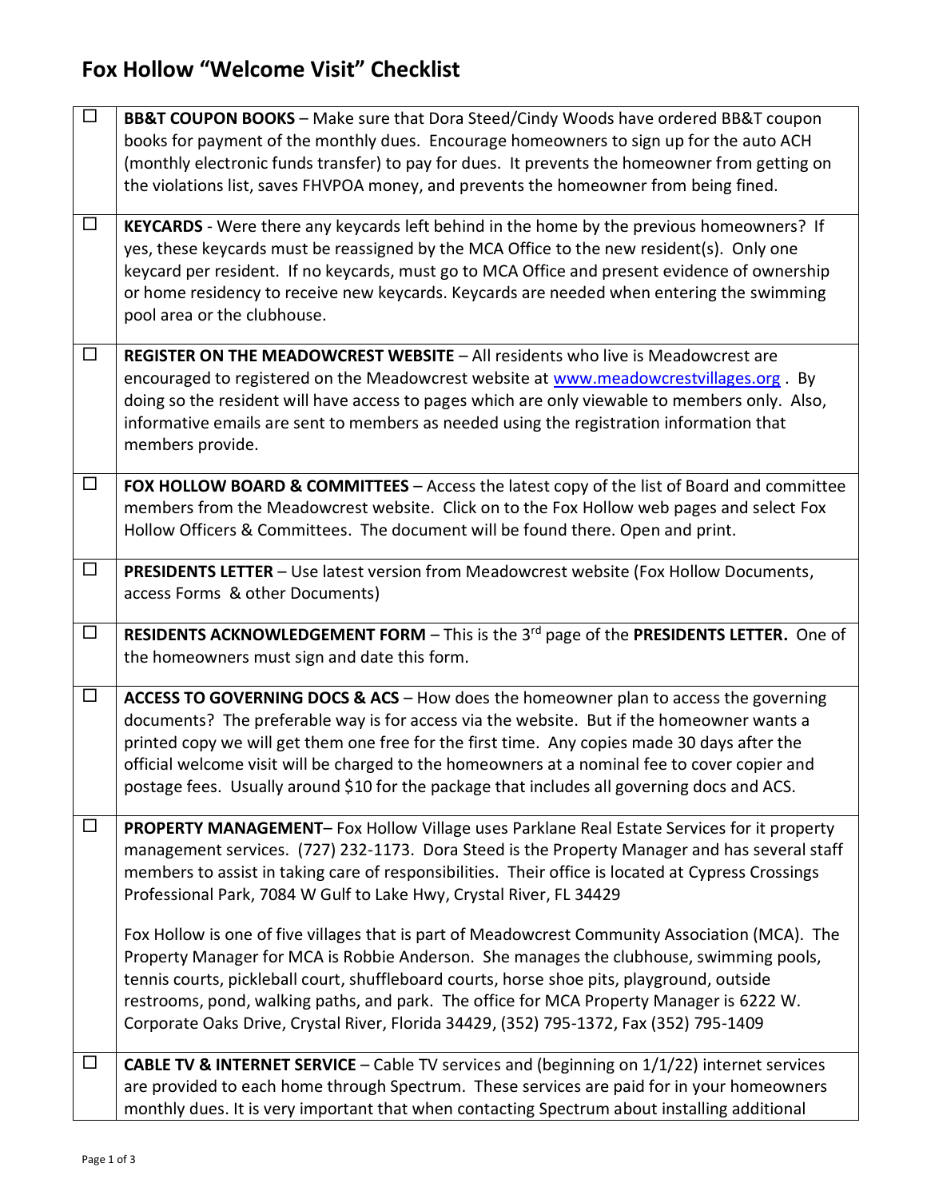# Fox Hollow "Welcome Visit" Checklist

| | |
|---|---|
| ☐ | **BB&T COUPON BOOKS** – Make sure that Dora Steed/Cindy Woods have ordered BB&T coupon books for payment of the monthly dues. Encourage homeowners to sign up for the auto ACH (monthly electronic funds transfer) to pay for dues. It prevents the homeowner from getting on the violations list, saves FHVPOA money, and prevents the homeowner from being fined. |
| ☐ | **KEYCARDS** - Were there any keycards left behind in the home by the previous homeowners? If yes, these keycards must be reassigned by the MCA Office to the new resident(s). Only one keycard per resident. If no keycards, must go to MCA Office and present evidence of ownership or home residency to receive new keycards. Keycards are needed when entering the swimming pool area or the clubhouse. |
| ☐ | **REGISTER ON THE MEADOWCREST WEBSITE** – All residents who live is Meadowcrest are encouraged to registered on the Meadowcrest website at [www.meadowcrestvillages.org](http://www.meadowcrestvillages.org) . By doing so the resident will have access to pages which are only viewable to members only. Also, informative emails are sent to members as needed using the registration information that members provide. |
| ☐ | **FOX HOLLOW BOARD & COMMITTEES** – Access the latest copy of the list of Board and committee members from the Meadowcrest website. Click on to the Fox Hollow web pages and select Fox Hollow Officers & Committees. The document will be found there. Open and print. |
| ☐ | **PRESIDENTS LETTER** – Use latest version from Meadowcrest website (Fox Hollow Documents, access Forms & other Documents) |
| ☐ | **RESIDENTS ACKNOWLEDGEMENT FORM** – This is the 3rd page of the **PRESIDENTS LETTER.** One of the homeowners must sign and date this form. |
| ☐ | **ACCESS TO GOVERNING DOCS & ACS** – How does the homeowner plan to access the governing documents? The preferable way is for access via the website. But if the homeowner wants a printed copy we will get them one free for the first time. Any copies made 30 days after the official welcome visit will be charged to the homeowners at a nominal fee to cover copier and postage fees. Usually around $10 for the package that includes all governing docs and ACS. |
| ☐ | **PROPERTY MANAGEMENT**– Fox Hollow Village uses Parklane Real Estate Services for it property management services. (727) 232-1173. Dora Steed is the Property Manager and has several staff members to assist in taking care of responsibilities. Their office is located at Cypress Crossings Professional Park, 7084 W Gulf to Lake Hwy, Crystal River, FL 34429<br><br>Fox Hollow is one of five villages that is part of Meadowcrest Community Association (MCA). The Property Manager for MCA is Robbie Anderson. She manages the clubhouse, swimming pools, tennis courts, pickleball court, shuffleboard courts, horse shoe pits, playground, outside restrooms, pond, walking paths, and park. The office for MCA Property Manager is 6222 W. Corporate Oaks Drive, Crystal River, Florida 34429, (352) 795-1372, Fax (352) 795-1409 |
| ☐ | **CABLE TV & INTERNET SERVICE** – Cable TV services and (beginning on 1/1/22) internet services are provided to each home through Spectrum. These services are paid for in your homeowners monthly dues. It is very important that when contacting Spectrum about installing additional |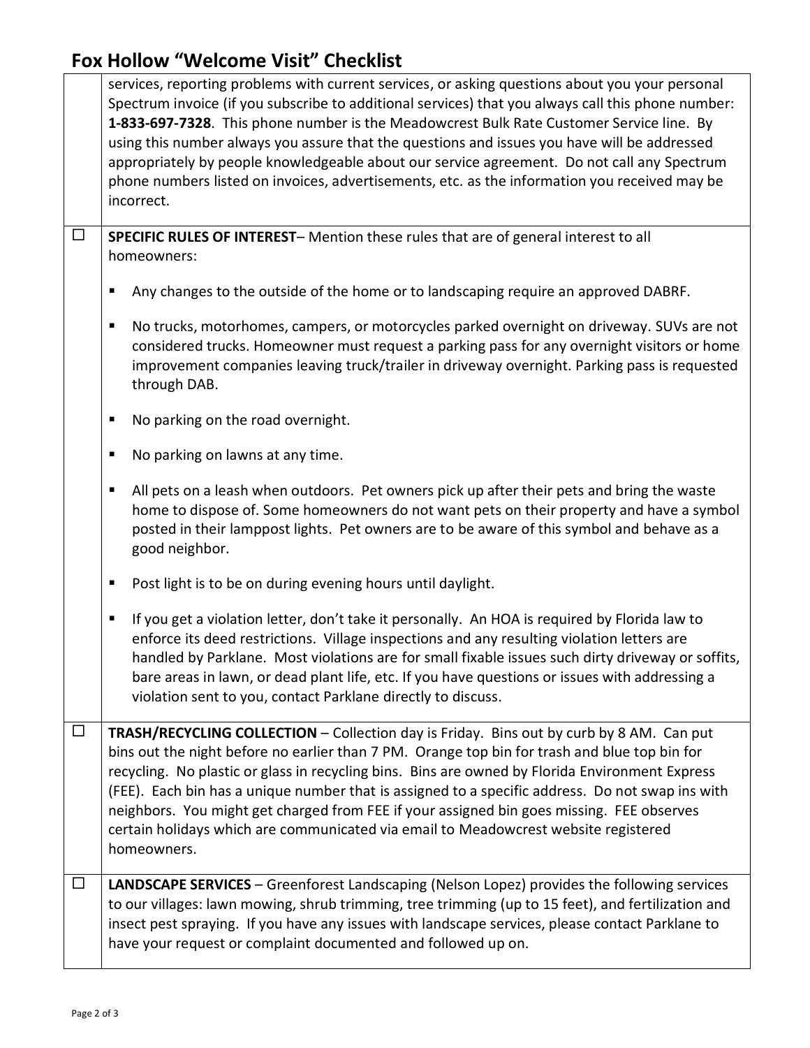# Fox Hollow "Welcome Visit" Checklist

| | |
|---|---|
| | services, reporting problems with current services, or asking questions about you your personal Spectrum invoice (if you subscribe to additional services) that you always call this phone number: **1-833-697-7328**. This phone number is the Meadowcrest Bulk Rate Customer Service line. By using this number always you assure that the questions and issues you have will be addressed appropriately by people knowledgeable about our service agreement. Do not call any Spectrum phone numbers listed on invoices, advertisements, etc. as the information you received may be incorrect. |
| ☐ | **SPECIFIC RULES OF INTEREST**– Mention these rules that are of general interest to all homeowners:<br><br>▪ Any changes to the outside of the home or to landscaping require an approved DABRF.<br><br>▪ No trucks, motorhomes, campers, or motorcycles parked overnight on driveway. SUVs are not considered trucks. Homeowner must request a parking pass for any overnight visitors or home improvement companies leaving truck/trailer in driveway overnight. Parking pass is requested through DAB.<br><br>▪ No parking on the road overnight.<br><br>▪ No parking on lawns at any time.<br><br>▪ All pets on a leash when outdoors. Pet owners pick up after their pets and bring the waste home to dispose of. Some homeowners do not want pets on their property and have a symbol posted in their lamppost lights. Pet owners are to be aware of this symbol and behave as a good neighbor.<br><br>▪ Post light is to be on during evening hours until daylight.<br><br>▪ If you get a violation letter, don't take it personally. An HOA is required by Florida law to enforce its deed restrictions. Village inspections and any resulting violation letters are handled by Parklane. Most violations are for small fixable issues such dirty driveway or soffits, bare areas in lawn, or dead plant life, etc. If you have questions or issues with addressing a violation sent to you, contact Parklane directly to discuss. |
| ☐ | **TRASH/RECYCLING COLLECTION** – Collection day is Friday. Bins out by curb by 8 AM. Can put bins out the night before no earlier than 7 PM. Orange top bin for trash and blue top bin for recycling. No plastic or glass in recycling bins. Bins are owned by Florida Environment Express (FEE). Each bin has a unique number that is assigned to a specific address. Do not swap ins with neighbors. You might get charged from FEE if your assigned bin goes missing. FEE observes certain holidays which are communicated via email to Meadowcrest website registered homeowners. |
| ☐ | **LANDSCAPE SERVICES** – Greenforest Landscaping (Nelson Lopez) provides the following services to our villages: lawn mowing, shrub trimming, tree trimming (up to 15 feet), and fertilization and insect pest spraying. If you have any issues with landscape services, please contact Parklane to have your request or complaint documented and followed up on. |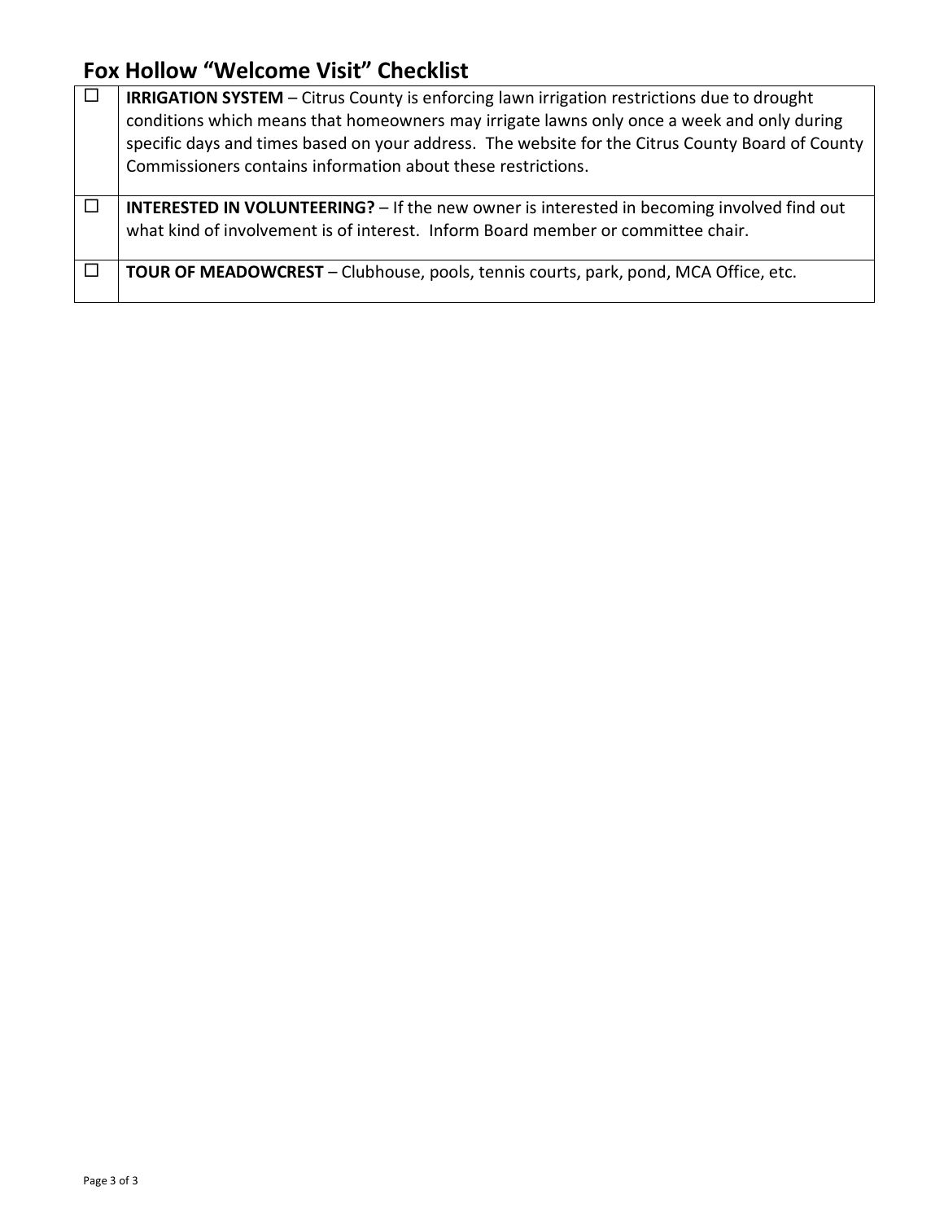## Fox Hollow "Welcome Visit" Checklist

| | |
|---|---|
| ☐ | **IRRIGATION SYSTEM** – Citrus County is enforcing lawn irrigation restrictions due to drought conditions which means that homeowners may irrigate lawns only once a week and only during specific days and times based on your address. The website for the Citrus County Board of County Commissioners contains information about these restrictions. |
| ☐ | **INTERESTED IN VOLUNTEERING?** – If the new owner is interested in becoming involved find out what kind of involvement is of interest. Inform Board member or committee chair. |
| ☐ | **TOUR OF MEADOWCREST** – Clubhouse, pools, tennis courts, park, pond, MCA Office, etc. |